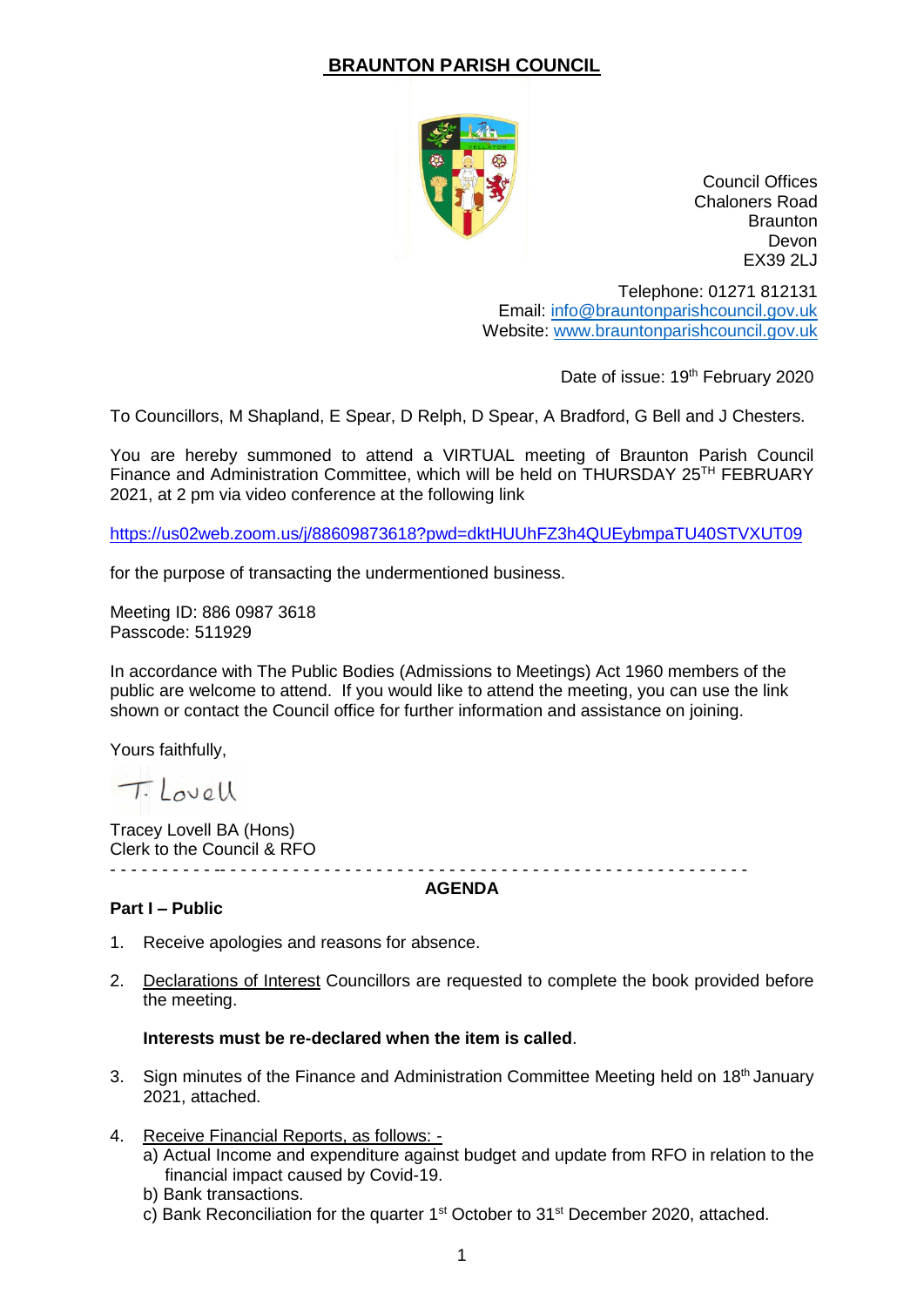# BRAUNTON PARISH COUNCIL

Council Offices
Chaloners Road
Braunton
Devon
EX39 2LJ

Telephone: 01271 812131
Email: info@brauntonparishcouncil.gov.uk
Website: www.brauntonparishcouncil.gov.uk

Date of issue: 19th February 2020

To Councillors, M Shapland, E Spear, D Relph, D Spear, A Bradford, G Bell and J Chesters.

You are hereby summoned to attend a VIRTUAL meeting of Braunton Parish Council Finance and Administration Committee, which will be held on THURSDAY 25TH FEBRUARY 2021, at 2 pm via video conference at the following link

https://us02web.zoom.us/j/88609873618?pwd=dktHUUhFZ3h4QUEybmpaTU40STVXUT09

for the purpose of transacting the undermentioned business.

Meeting ID: 886 0987 3618
Passcode: 511929

In accordance with The Public Bodies (Admissions to Meetings) Act 1960 members of the public are welcome to attend. If you would like to attend the meeting, you can use the link shown or contact the Council office for further information and assistance on joining.

Yours faithfully,

T. Lovell

Tracey Lovell BA (Hons)
Clerk to the Council & RFO

---

## AGENDA

**Part I – Public**

1. Receive apologies and reasons for absence.

2. Declarations of Interest Councillors are requested to complete the book provided before the meeting.

   **Interests must be re-declared when the item is called**.

3. Sign minutes of the Finance and Administration Committee Meeting held on 18th January 2021, attached.

4. Receive Financial Reports, as follows: -
   a) Actual Income and expenditure against budget and update from RFO in relation to the financial impact caused by Covid-19.
   b) Bank transactions.
   c) Bank Reconciliation for the quarter 1st October to 31st December 2020, attached.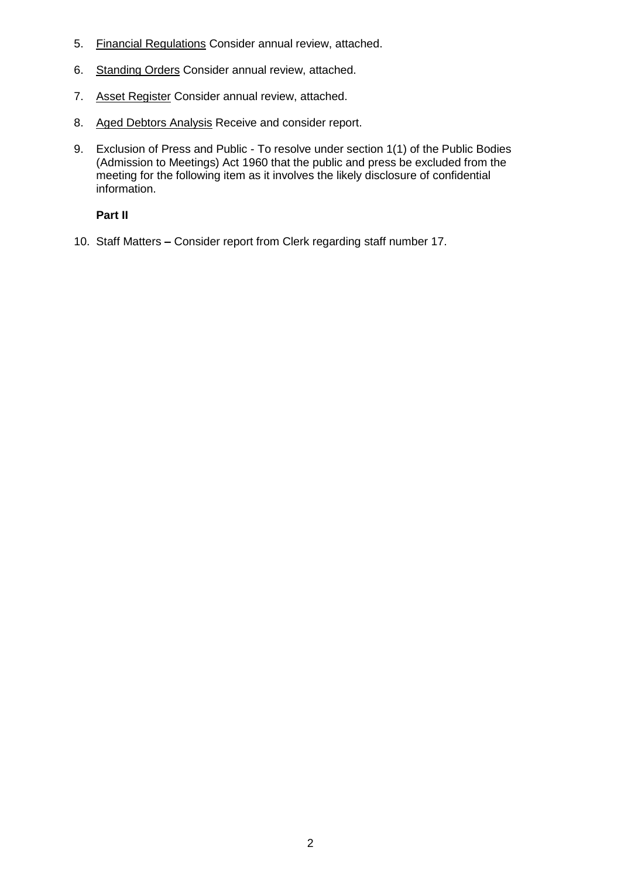5. Financial Regulations Consider annual review, attached.

6. Standing Orders Consider annual review, attached.

7. Asset Register Consider annual review, attached.

8. Aged Debtors Analysis Receive and consider report.

9. Exclusion of Press and Public - To resolve under section 1(1) of the Public Bodies (Admission to Meetings) Act 1960 that the public and press be excluded from the meeting for the following item as it involves the likely disclosure of confidential information.

   **Part II**

10. Staff Matters **–** Consider report from Clerk regarding staff number 17.